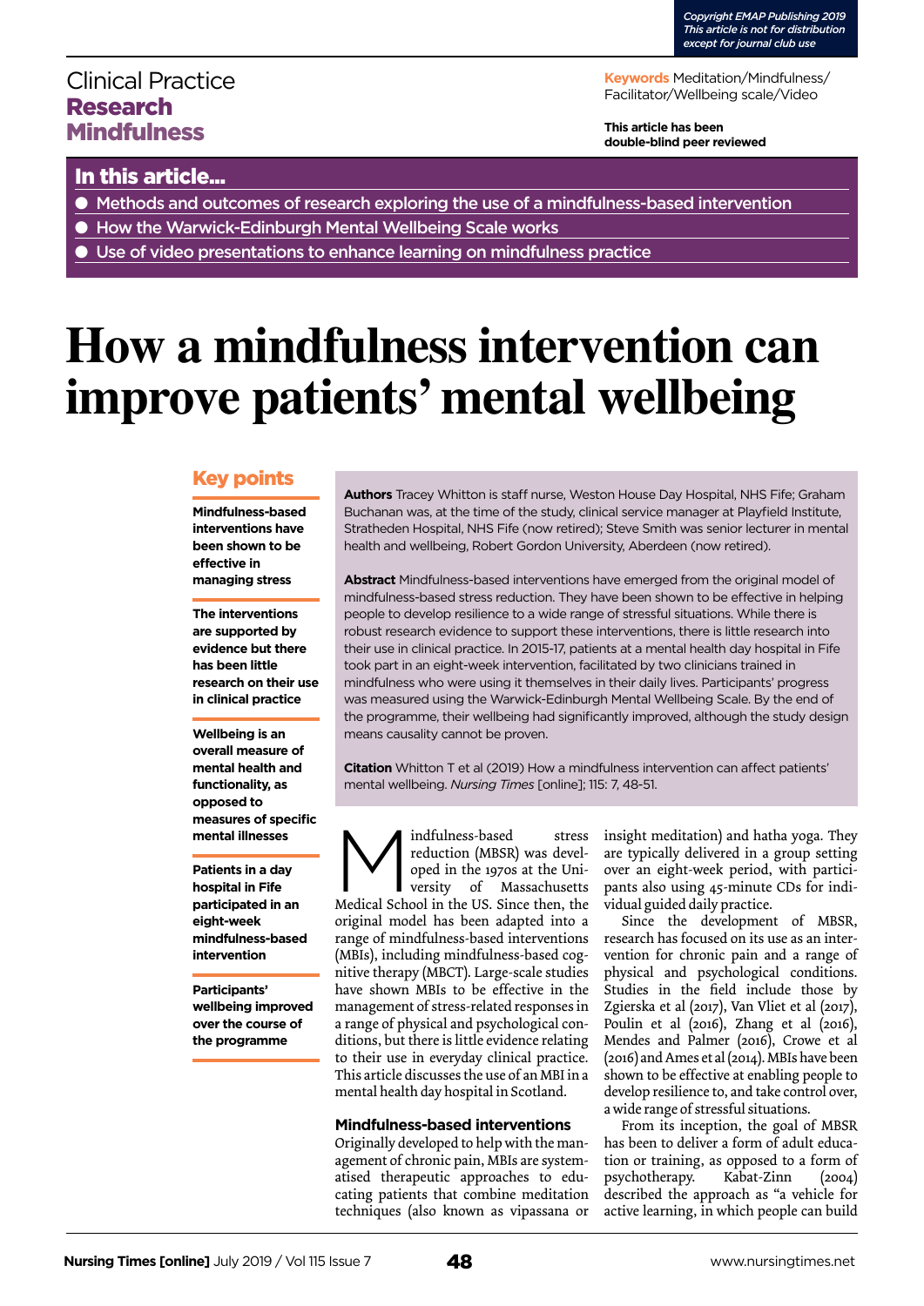Copyright EMAP Publishing 2019
This article is not for distribution except for journal club use

Clinical Practice
**Research**
**Mindfulness**

**Keywords** Meditation/Mindfulness/Facilitator/Wellbeing scale/Video

**This article has been double-blind peer reviewed**

## In this article...

- Methods and outcomes of research exploring the use of a mindfulness-based intervention
- How the Warwick-Edinburgh Mental Wellbeing Scale works
- Use of video presentations to enhance learning on mindfulness practice

# How a mindfulness intervention can improve patients' mental wellbeing

## Key points

**Mindfulness-based interventions have been shown to be effective in managing stress**

**The interventions are supported by evidence but there has been little research on their use in clinical practice**

**Wellbeing is an overall measure of mental health and functionality, as opposed to measures of specific mental illnesses**

**Patients in a day hospital in Fife participated in an eight-week mindfulness-based intervention**

**Participants' wellbeing improved over the course of the programme**

**Authors** Tracey Whitton is staff nurse, Weston House Day Hospital, NHS Fife; Graham Buchanan was, at the time of the study, clinical service manager at Playfield Institute, Stratheden Hospital, NHS Fife (now retired); Steve Smith was senior lecturer in mental health and wellbeing, Robert Gordon University, Aberdeen (now retired).

**Abstract** Mindfulness-based interventions have emerged from the original model of mindfulness-based stress reduction. They have been shown to be effective in helping people to develop resilience to a wide range of stressful situations. While there is robust research evidence to support these interventions, there is little research into their use in clinical practice. In 2015-17, patients at a mental health day hospital in Fife took part in an eight-week intervention, facilitated by two clinicians trained in mindfulness who were using it themselves in their daily lives. Participants' progress was measured using the Warwick-Edinburgh Mental Wellbeing Scale. By the end of the programme, their wellbeing had significantly improved, although the study design means causality cannot be proven.

**Citation** Whitton T et al (2019) How a mindfulness intervention can affect patients' mental wellbeing. *Nursing Times* [online]; 115: 7, 48-51.

Mindfulness-based stress reduction (MBSR) was developed in the 1970s at the University of Massachusetts Medical School in the US. Since then, the original model has been adapted into a range of mindfulness-based interventions (MBIs), including mindfulness-based cognitive therapy (MBCT). Large-scale studies have shown MBIs to be effective in the management of stress-related responses in a range of physical and psychological conditions, but there is little evidence relating to their use in everyday clinical practice. This article discusses the use of an MBI in a mental health day hospital in Scotland.

### Mindfulness-based interventions

Originally developed to help with the management of chronic pain, MBIs are systematised therapeutic approaches to educating patients that combine meditation techniques (also known as vipassana or insight meditation) and hatha yoga. They are typically delivered in a group setting over an eight-week period, with participants also using 45-minute CDs for individual guided daily practice.

Since the development of MBSR, research has focused on its use as an intervention for chronic pain and a range of physical and psychological conditions. Studies in the field include those by Zgierska et al (2017), Van Vliet et al (2017), Poulin et al (2016), Zhang et al (2016), Mendes and Palmer (2016), Crowe et al (2016) and Ames et al (2014). MBIs have been shown to be effective at enabling people to develop resilience to, and take control over, a wide range of stressful situations.

From its inception, the goal of MBSR has been to deliver a form of adult education or training, as opposed to a form of psychotherapy. Kabat-Zinn (2004) described the approach as "a vehicle for active learning, in which people can build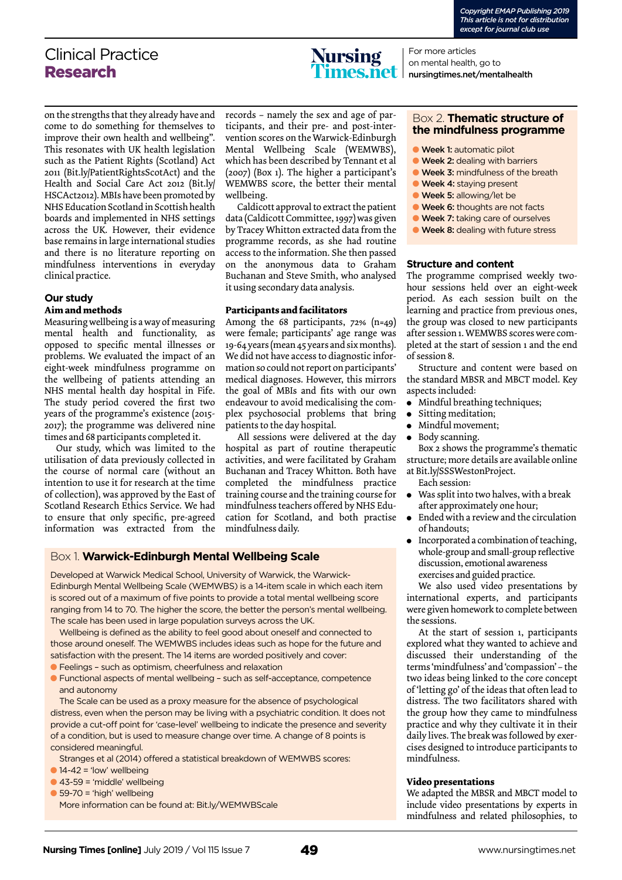on the strengths that they already have and come to do something for themselves to improve their own health and wellbeing". This resonates with UK health legislation such as the Patient Rights (Scotland) Act 2011 (Bit.ly/PatientRightsScotAct) and the Health and Social Care Act 2012 (Bit.ly/HSCAct2012). MBIs have been promoted by NHS Education Scotland in Scottish health boards and implemented in NHS settings across the UK. However, their evidence base remains in large international studies and there is no literature reporting on mindfulness interventions in everyday clinical practice.

## Our study

### Aim and methods

Measuring wellbeing is a way of measuring mental health and functionality, as opposed to specific mental illnesses or problems. We evaluated the impact of an eight-week mindfulness programme on the wellbeing of patients attending an NHS mental health day hospital in Fife. The study period covered the first two years of the programme's existence (2015-2017); the programme was delivered nine times and 68 participants completed it.

Our study, which was limited to the utilisation of data previously collected in the course of normal care (without an intention to use it for research at the time of collection), was approved by the East of Scotland Research Ethics Service. We had to ensure that only specific, pre-agreed information was extracted from the records – namely the sex and age of participants, and their pre- and post-intervention scores on the Warwick-Edinburgh Mental Wellbeing Scale (WEMWBS), which has been described by Tennant et al (2007) (Box 1). The higher a participant's WEMWBS score, the better their mental wellbeing.

Caldicott approval to extract the patient data (Caldicott Committee, 1997) was given by Tracey Whitton extracted data from the programme records, as she had routine access to the information. She then passed on the anonymous data to Graham Buchanan and Steve Smith, who analysed it using secondary data analysis.

### Participants and facilitators

Among the 68 participants, 72% (n=49) were female; participants' age range was 19-64 years (mean 45 years and six months). We did not have access to diagnostic information so could not report on participants' medical diagnoses. However, this mirrors the goal of MBIs and fits with our own endeavour to avoid medicalising the complex psychosocial problems that bring patients to the day hospital.

All sessions were delivered at the day hospital as part of routine therapeutic activities, and were facilitated by Graham Buchanan and Tracey Whitton. Both have completed the mindfulness practice training course and the training course for mindfulness teachers offered by NHS Education for Scotland, and both practise mindfulness daily.

> **Box 1. Warwick-Edinburgh Mental Wellbeing Scale**
>
> Developed at Warwick Medical School, University of Warwick, the Warwick-Edinburgh Mental Wellbeing Scale (WEMWBS) is a 14-item scale in which each item is scored out of a maximum of five points to provide a total mental wellbeing score ranging from 14 to 70. The higher the score, the better the person's mental wellbeing. The scale has been used in large population surveys across the UK.
>
> Wellbeing is defined as the ability to feel good about oneself and connected to those around oneself. The WEMWBS includes ideas such as hope for the future and satisfaction with the present. The 14 items are worded positively and cover:
>
> - Feelings – such as optimism, cheerfulness and relaxation
> - Functional aspects of mental wellbeing – such as self-acceptance, competence and autonomy
>
> The Scale can be used as a proxy measure for the absence of psychological distress, even when the person may be living with a psychiatric condition. It does not provide a cut-off point for 'case-level' wellbeing to indicate the presence and severity of a condition, but is used to measure change over time. A change of 8 points is considered meaningful.
>
> Stranges et al (2014) offered a statistical breakdown of WEMWBS scores:
>
> - 14-42 = 'low' wellbeing
> - 43-59 = 'middle' wellbeing
> - 59-70 = 'high' wellbeing
>
> More information can be found at: Bit.ly/WEMWBScale

> **Box 2. Thematic structure of the mindfulness programme**
>
> - **Week 1:** automatic pilot
> - **Week 2:** dealing with barriers
> - **Week 3:** mindfulness of the breath
> - **Week 4:** staying present
> - **Week 5:** allowing/let be
> - **Week 6:** thoughts are not facts
> - **Week 7:** taking care of ourselves
> - **Week 8:** dealing with future stress

### Structure and content

The programme comprised weekly two-hour sessions held over an eight-week period. As each session built on the learning and practice from previous ones, the group was closed to new participants after session 1. WEMWBS scores were completed at the start of session 1 and the end of session 8.

Structure and content were based on the standard MBSR and MBCT model. Key aspects included:

- Mindful breathing techniques;
- Sitting meditation;
- Mindful movement;
- Body scanning.

Box 2 shows the programme's thematic structure; more details are available online at Bit.ly/SSSWestonProject.

Each session:

- Was split into two halves, with a break after approximately one hour;
- Ended with a review and the circulation of handouts;
- Incorporated a combination of teaching, whole-group and small-group reflective discussion, emotional awareness exercises and guided practice.

We also used video presentations by international experts, and participants were given homework to complete between the sessions.

At the start of session 1, participants explored what they wanted to achieve and discussed their understanding of the terms 'mindfulness' and 'compassion' – the two ideas being linked to the core concept of 'letting go' of the ideas that often lead to distress. The two facilitators shared with the group how they came to mindfulness practice and why they cultivate it in their daily lives. The break was followed by exercises designed to introduce participants to mindfulness.

### Video presentations

We adapted the MBSR and MBCT model to include video presentations by experts in mindfulness and related philosophies, to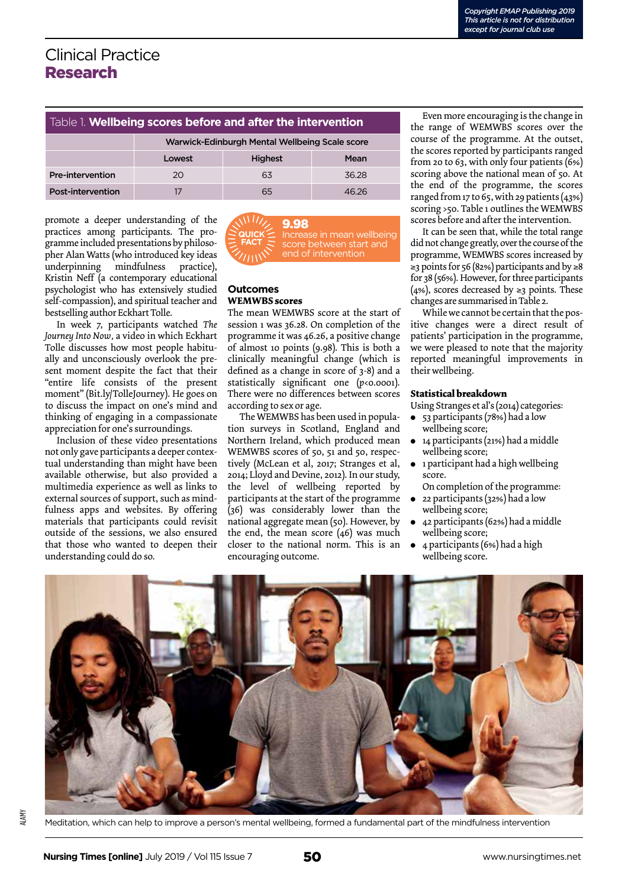Table 1. **Wellbeing scores before and after the intervention**

| | Warwick-Edinburgh Mental Wellbeing Scale score | | |
|---|---|---|---|
| | Lowest | Highest | Mean |
| Pre-intervention | 20 | 63 | 36.28 |
| Post-intervention | 17 | 65 | 46.26 |

promote a deeper understanding of the practices among participants. The programme included presentations by philosopher Alan Watts (who introduced key ideas underpinning mindfulness practice), Kristin Neff (a contemporary educational psychologist who has extensively studied self-compassion), and spiritual teacher and bestselling author Eckhart Tolle.

In week 7, participants watched *The Journey Into Now*, a video in which Eckhart Tolle discusses how most people habitually and unconsciously overlook the present moment despite the fact that their "entire life consists of the present moment" (Bit.ly/TolleJourney). He goes on to discuss the impact on one's mind and thinking of engaging in a compassionate appreciation for one's surroundings.

Inclusion of these video presentations not only gave participants a deeper contextual understanding than might have been available otherwise, but also provided a multimedia experience as well as links to external sources of support, such as mindfulness apps and websites. By offering materials that participants could revisit outside of the sessions, we also ensured that those who wanted to deepen their understanding could do so.

**QUICK FACT**
**9.98**
Increase in mean wellbeing score between start and end of intervention

## Outcomes

### WEMWBS scores

The mean WEMWBS score at the start of session 1 was 36.28. On completion of the programme it was 46.26, a positive change of almost 10 points (9.98). This is both a clinically meaningful change (which is defined as a change in score of 3-8) and a statistically significant one ($p<0.0001$). There were no differences between scores according to sex or age.

The WEMWBS has been used in population surveys in Scotland, England and Northern Ireland, which produced mean WEMWBS scores of 50, 51 and 50, respectively (McLean et al, 2017; Stranges et al, 2014; Lloyd and Devine, 2012). In our study, the level of wellbeing reported by participants at the start of the programme (36) was considerably lower than the national aggregate mean (50). However, by the end, the mean score (46) was much closer to the national norm. This is an encouraging outcome.

Even more encouraging is the change in the range of WEMWBS scores over the course of the programme. At the outset, the scores reported by participants ranged from 20 to 63, with only four patients (6%) scoring above the national mean of 50. At the end of the programme, the scores ranged from 17 to 65, with 29 patients (43%) scoring >50. Table 1 outlines the WEMWBS scores before and after the intervention.

It can be seen that, while the total range did not change greatly, over the course of the programme, WEMWBS scores increased by ≥3 points for 56 (82%) participants and by ≥8 for 38 (56%). However, for three participants (4%), scores decreased by ≥3 points. These changes are summarised in Table 2.

While we cannot be certain that the positive changes were a direct result of patients' participation in the programme, we were pleased to note that the majority reported meaningful improvements in their wellbeing.

### Statistical breakdown

Using Stranges et al's (2014) categories:

- 53 participants (78%) had a low wellbeing score;
- 14 participants (21%) had a middle wellbeing score;
- 1 participant had a high wellbeing score.

On completion of the programme:

- 22 participants (32%) had a low wellbeing score;
- 42 participants (62%) had a middle wellbeing score;
- 4 participants (6%) had a high wellbeing score.

Meditation, which can help to improve a person's mental wellbeing, formed a fundamental part of the mindfulness intervention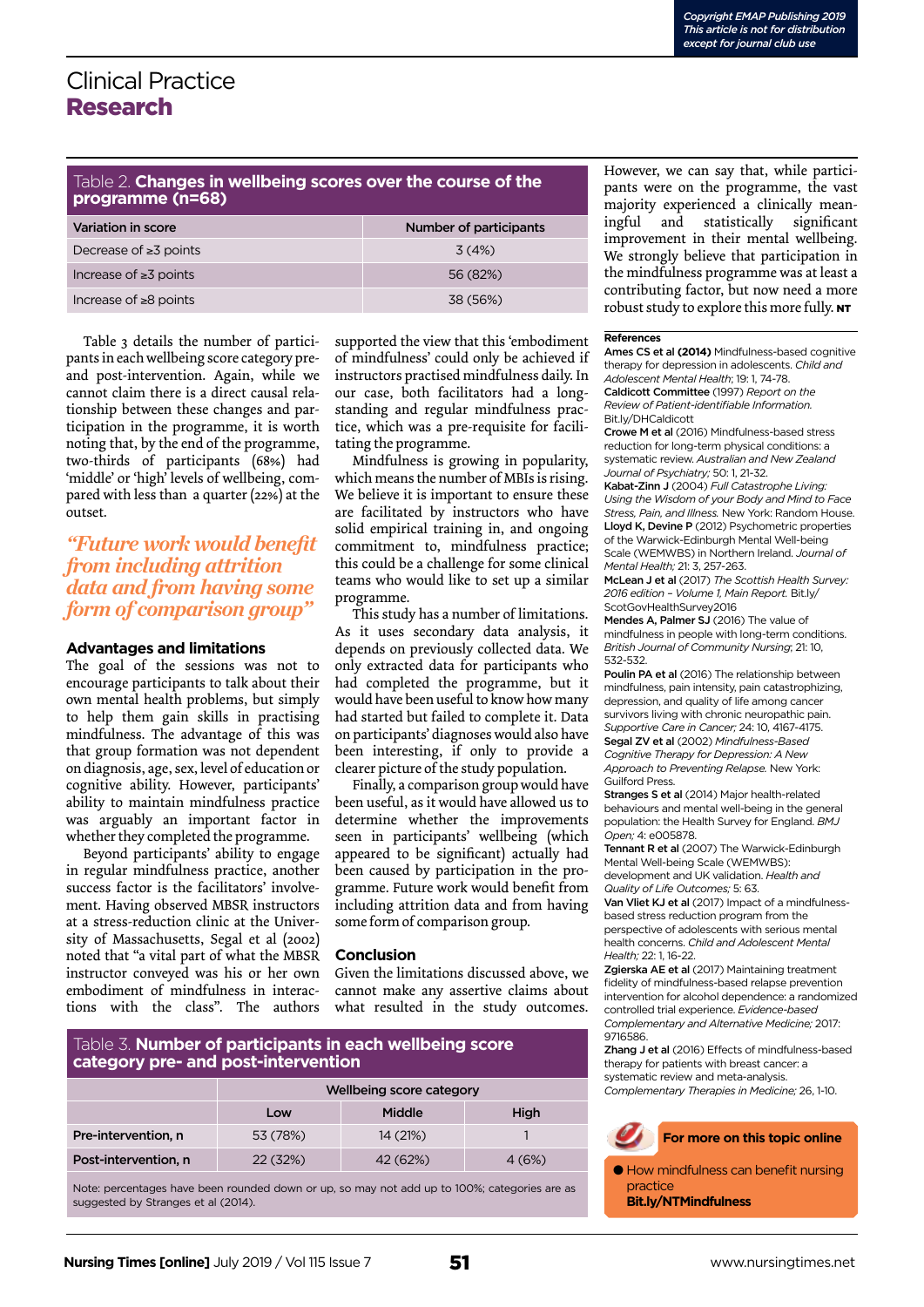# Clinical Practice
# Research

Table 2. **Changes in wellbeing scores over the course of the programme (n=68)**

| Variation in score | Number of participants |
|---|---|
| Decrease of ≥3 points | 3 (4%) |
| Increase of ≥3 points | 56 (82%) |
| Increase of ≥8 points | 38 (56%) |

Table 3 details the number of participants in each wellbeing score category pre- and post-intervention. Again, while we cannot claim there is a direct causal relationship between these changes and participation in the programme, it is worth noting that, by the end of the programme, two-thirds of participants (68%) had 'middle' or 'high' levels of wellbeing, compared with less than a quarter (22%) at the outset.

> *"Future work would benefit from including attrition data and from having some form of comparison group"*

### Advantages and limitations

The goal of the sessions was not to encourage participants to talk about their own mental health problems, but simply to help them gain skills in practising mindfulness. The advantage of this was that group formation was not dependent on diagnosis, age, sex, level of education or cognitive ability. However, participants' ability to maintain mindfulness practice was arguably an important factor in whether they completed the programme.

Beyond participants' ability to engage in regular mindfulness practice, another success factor is the facilitators' involvement. Having observed MBSR instructors at a stress-reduction clinic at the University of Massachusetts, Segal et al (2002) noted that "a vital part of what the MBSR instructor conveyed was his or her own embodiment of mindfulness in interactions with the class". The authors supported the view that this 'embodiment of mindfulness' could only be achieved if instructors practised mindfulness daily. In our case, both facilitators had a long-standing and regular mindfulness practice, which was a pre-requisite for facilitating the programme.

Mindfulness is growing in popularity, which means the number of MBIs is rising. We believe it is important to ensure these are facilitated by instructors who have solid empirical training in, and ongoing commitment to, mindfulness practice; this could be a challenge for some clinical teams who would like to set up a similar programme.

This study has a number of limitations. As it uses secondary data analysis, it depends on previously collected data. We only extracted data for participants who had completed the programme, but it would have been useful to know how many had started but failed to complete it. Data on participants' diagnoses would also have been interesting, if only to provide a clearer picture of the study population.

Finally, a comparison group would have been useful, as it would have allowed us to determine whether the improvements seen in participants' wellbeing (which appeared to be significant) actually had been caused by participation in the programme. Future work would benefit from including attrition data and from having some form of comparison group.

### Conclusion

Given the limitations discussed above, we cannot make any assertive claims about what resulted in the study outcomes. However, we can say that, while participants were on the programme, the vast majority experienced a clinically meaningful and statistically significant improvement in their mental wellbeing. We strongly believe that participation in the mindfulness programme was at least a contributing factor, but now need a more robust study to explore this more fully. **NT**

Table 3. **Number of participants in each wellbeing score category pre- and post-intervention**

| | Wellbeing score category | | |
|---|---|---|---|
| | Low | Middle | High |
| Pre-intervention, n | 53 (78%) | 14 (21%) | 1 |
| Post-intervention, n | 22 (32%) | 42 (62%) | 4 (6%) |

Note: percentages have been rounded down or up, so may not add up to 100%; categories are as suggested by Stranges et al (2014).

### References

**Ames CS et al (2014)** Mindfulness-based cognitive therapy for depression in adolescents. *Child and Adolescent Mental Health*; 19: 1, 74-78.

**Caldicott Committee** (1997) *Report on the Review of Patient-identifiable Information.* Bit.ly/DHCaldicott

**Crowe M et al** (2016) Mindfulness-based stress reduction for long-term physical conditions: a systematic review. *Australian and New Zealand Journal of Psychiatry;* 50: 1, 21-32.

**Kabat-Zinn J** (2004) *Full Catastrophe Living: Using the Wisdom of your Body and Mind to Face Stress, Pain, and Illness.* New York: Random House.

**Lloyd K, Devine P** (2012) Psychometric properties of the Warwick-Edinburgh Mental Well-being Scale (WEMWBS) in Northern Ireland. *Journal of Mental Health;* 21: 3, 257-263.

**McLean J et al** (2017) *The Scottish Health Survey: 2016 edition – Volume 1, Main Report.* Bit.ly/ScotGovHealthSurvey2016

**Mendes A, Palmer SJ** (2016) The value of mindfulness in people with long-term conditions. *British Journal of Community Nursing*; 21: 10, 532-532.

**Poulin PA et al** (2016) The relationship between mindfulness, pain intensity, pain catastrophizing, depression, and quality of life among cancer survivors living with chronic neuropathic pain. *Supportive Care in Cancer;* 24: 10, 4167-4175.

**Segal ZV et al** (2002) *Mindfulness-Based Cognitive Therapy for Depression: A New Approach to Preventing Relapse.* New York: Guilford Press.

**Stranges S et al** (2014) Major health-related behaviours and mental well-being in the general population: the Health Survey for England. *BMJ Open;* 4: e005878.

**Tennant R et al** (2007) The Warwick-Edinburgh Mental Well-being Scale (WEMWBS): development and UK validation. *Health and Quality of Life Outcomes;* 5: 63.

**Van Vliet KJ et al** (2017) Impact of a mindfulness-based stress reduction program from the perspective of adolescents with serious mental health concerns. *Child and Adolescent Mental Health;* 22: 1, 16-22.

**Zgierska AE et al** (2017) Maintaining treatment fidelity of mindfulness-based relapse prevention intervention for alcohol dependence: a randomized controlled trial experience. *Evidence-based Complementary and Alternative Medicine;* 2017: 9716586.

**Zhang J et al** (2016) Effects of mindfulness-based therapy for patients with breast cancer: a systematic review and meta-analysis. *Complementary Therapies in Medicine;* 26, 1-10.

**For more on this topic online**

- How mindfulness can benefit nursing practice **Bit.ly/NTMindfulness**